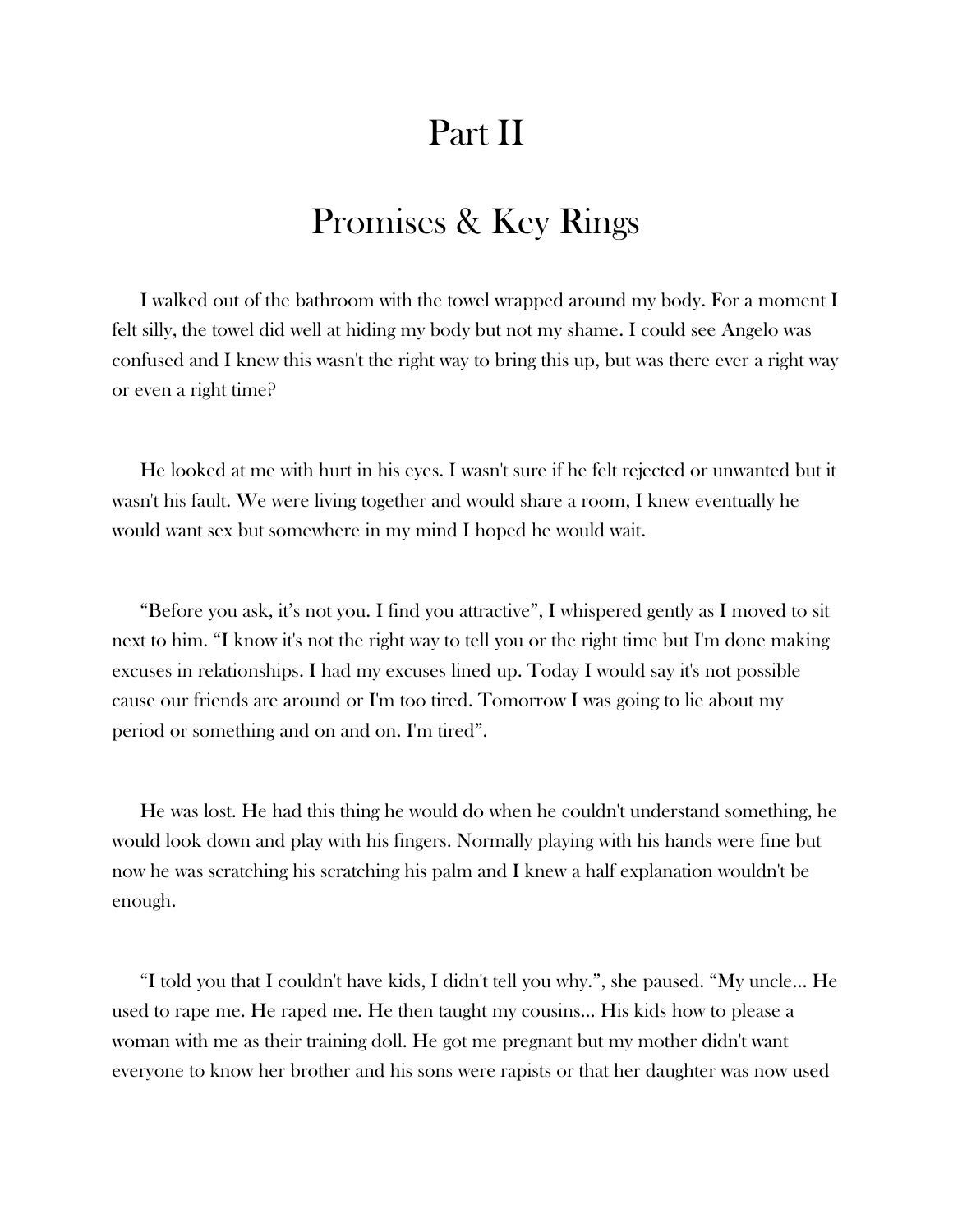# Part II

## Promises & Key Rings

I walked out of the bathroom with the towel wrapped around my body. For a moment I felt silly, the towel did well at hiding my body but not my shame. I could see Angelo was confused and I knew this wasn't the right way to bring this up, but was there ever a right way or even a right time?

He looked at me with hurt in his eyes. I wasn't sure if he felt rejected or unwanted but it wasn't his fault. We were living together and would share a room, I knew eventually he would want sex but somewhere in my mind I hoped he would wait.

"Before you ask, it's not you. I find you attractive", I whispered gently as I moved to sit next to him. "I know it's not the right way to tell you or the right time but I'm done making excuses in relationships. I had my excuses lined up. Today I would say it's not possible cause our friends are around or I'm too tired. Tomorrow I was going to lie about my period or something and on and on. I'm tired".

He was lost. He had this thing he would do when he couldn't understand something, he would look down and play with his fingers. Normally playing with his hands were fine but now he was scratching his scratching his palm and I knew a half explanation wouldn't be enough.

"I told you that I couldn't have kids, I didn't tell you why.", she paused. "My uncle... He used to rape me. He raped me. He then taught my cousins... His kids how to please a woman with me as their training doll. He got me pregnant but my mother didn't want everyone to know her brother and his sons were rapists or that her daughter was now used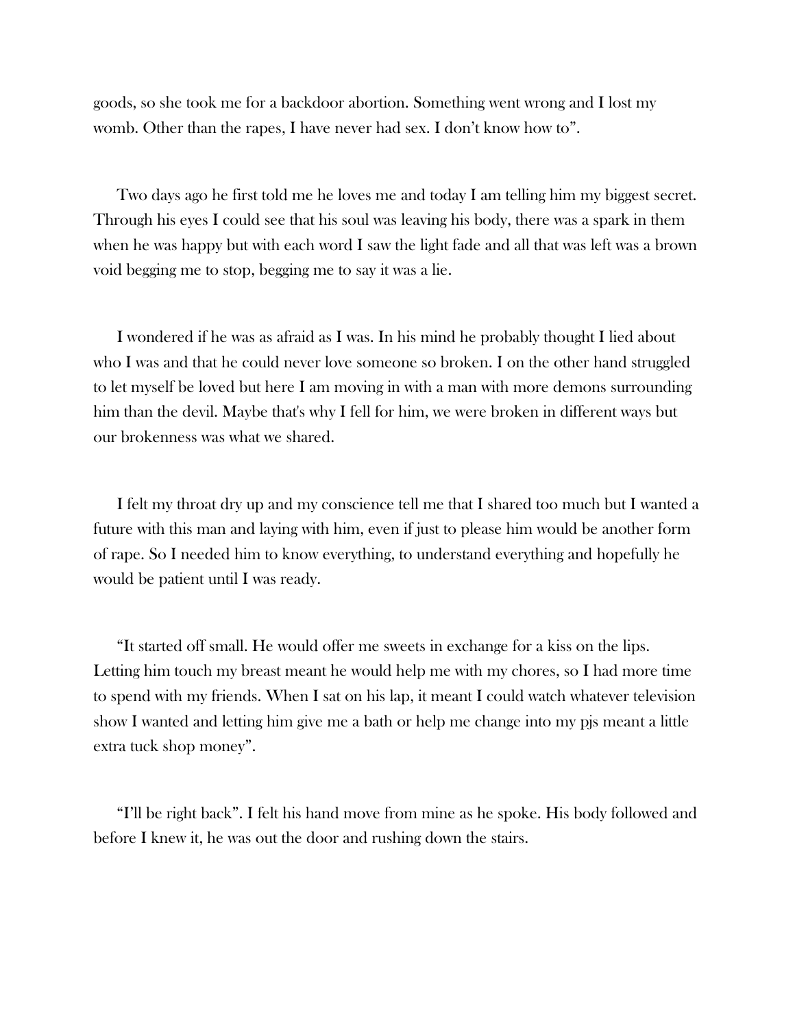goods, so she took me for a backdoor abortion. Something went wrong and I lost my womb. Other than the rapes, I have never had sex. I don't know how to".

Two days ago he first told me he loves me and today I am telling him my biggest secret. Through his eyes I could see that his soul was leaving his body, there was a spark in them when he was happy but with each word I saw the light fade and all that was left was a brown void begging me to stop, begging me to say it was a lie.

I wondered if he was as afraid as I was. In his mind he probably thought I lied about who I was and that he could never love someone so broken. I on the other hand struggled to let myself be loved but here I am moving in with a man with more demons surrounding him than the devil. Maybe that's why I fell for him, we were broken in different ways but our brokenness was what we shared.

I felt my throat dry up and my conscience tell me that I shared too much but I wanted a future with this man and laying with him, even if just to please him would be another form of rape. So I needed him to know everything, to understand everything and hopefully he would be patient until I was ready.

"It started off small. He would offer me sweets in exchange for a kiss on the lips. Letting him touch my breast meant he would help me with my chores, so I had more time to spend with my friends. When I sat on his lap, it meant I could watch whatever television show I wanted and letting him give me a bath or help me change into my pjs meant a little extra tuck shop money".

"I'll be right back". I felt his hand move from mine as he spoke. His body followed and before I knew it, he was out the door and rushing down the stairs.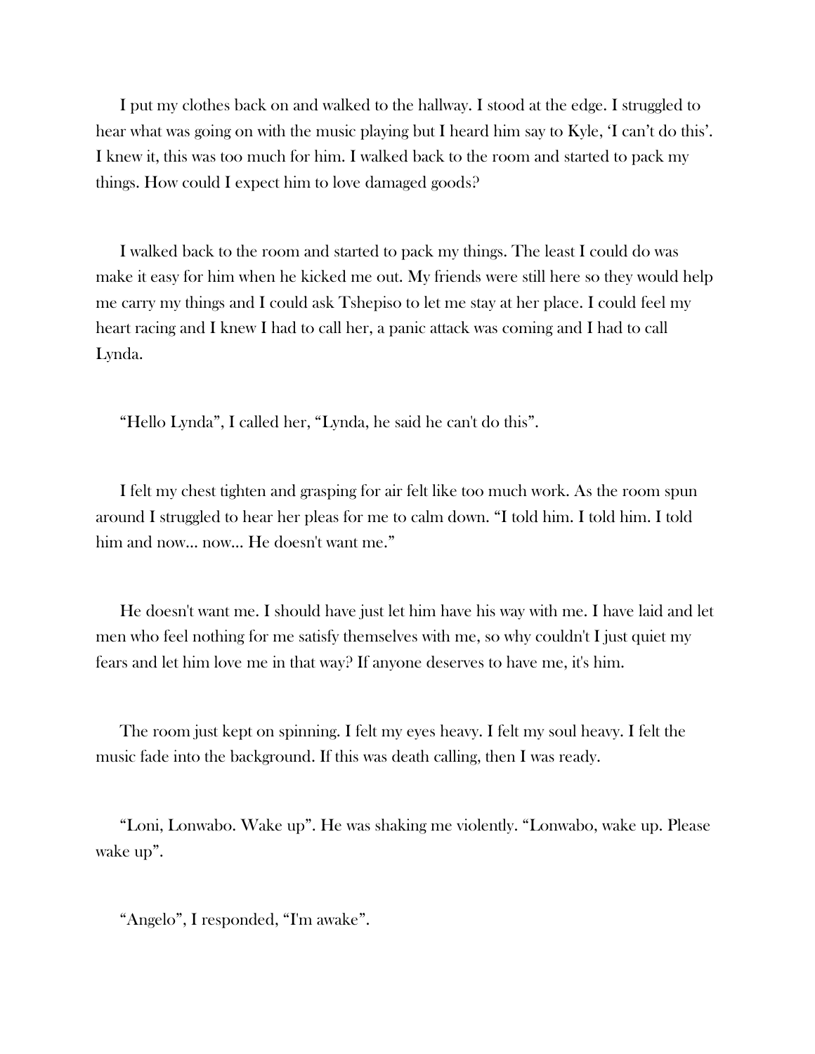I put my clothes back on and walked to the hallway. I stood at the edge. I struggled to hear what was going on with the music playing but I heard him say to Kyle, 'I can't do this'. I knew it, this was too much for him. I walked back to the room and started to pack my things. How could I expect him to love damaged goods?

I walked back to the room and started to pack my things. The least I could do was make it easy for him when he kicked me out. My friends were still here so they would help me carry my things and I could ask Tshepiso to let me stay at her place. I could feel my heart racing and I knew I had to call her, a panic attack was coming and I had to call Lynda.

"Hello Lynda", I called her, "Lynda, he said he can't do this".

I felt my chest tighten and grasping for air felt like too much work. As the room spun around I struggled to hear her pleas for me to calm down. "I told him. I told him. I told him and now… now… He doesn't want me."

He doesn't want me. I should have just let him have his way with me. I have laid and let men who feel nothing for me satisfy themselves with me, so why couldn't I just quiet my fears and let him love me in that way? If anyone deserves to have me, it's him.

The room just kept on spinning. I felt my eyes heavy. I felt my soul heavy. I felt the music fade into the background. If this was death calling, then I was ready.

"Loni, Lonwabo. Wake up". He was shaking me violently. "Lonwabo, wake up. Please wake up".

"Angelo", I responded, "I'm awake".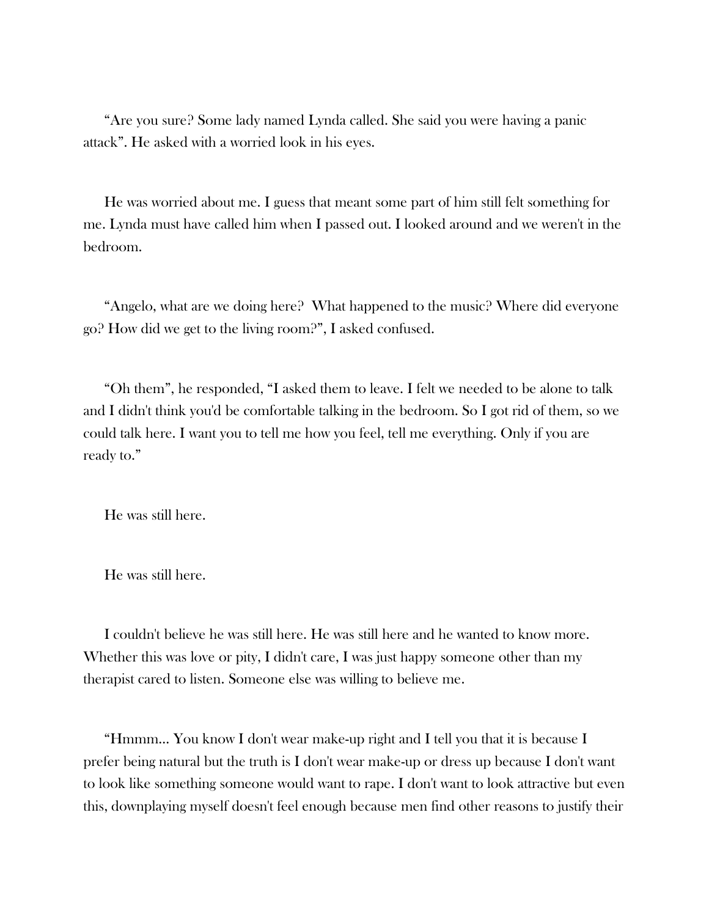"Are you sure? Some lady named Lynda called. She said you were having a panic attack". He asked with a worried look in his eyes.

He was worried about me. I guess that meant some part of him still felt something for me. Lynda must have called him when I passed out. I looked around and we weren't in the bedroom.

"Angelo, what are we doing here? What happened to the music? Where did everyone go? How did we get to the living room?", I asked confused.

"Oh them", he responded, "I asked them to leave. I felt we needed to be alone to talk and I didn't think you'd be comfortable talking in the bedroom. So I got rid of them, so we could talk here. I want you to tell me how you feel, tell me everything. Only if you are ready to."

He was still here.

He was still here.

I couldn't believe he was still here. He was still here and he wanted to know more. Whether this was love or pity, I didn't care, I was just happy someone other than my therapist cared to listen. Someone else was willing to believe me.

"Hmmm... You know I don't wear make-up right and I tell you that it is because I prefer being natural but the truth is I don't wear make-up or dress up because I don't want to look like something someone would want to rape. I don't want to look attractive but even this, downplaying myself doesn't feel enough because men find other reasons to justify their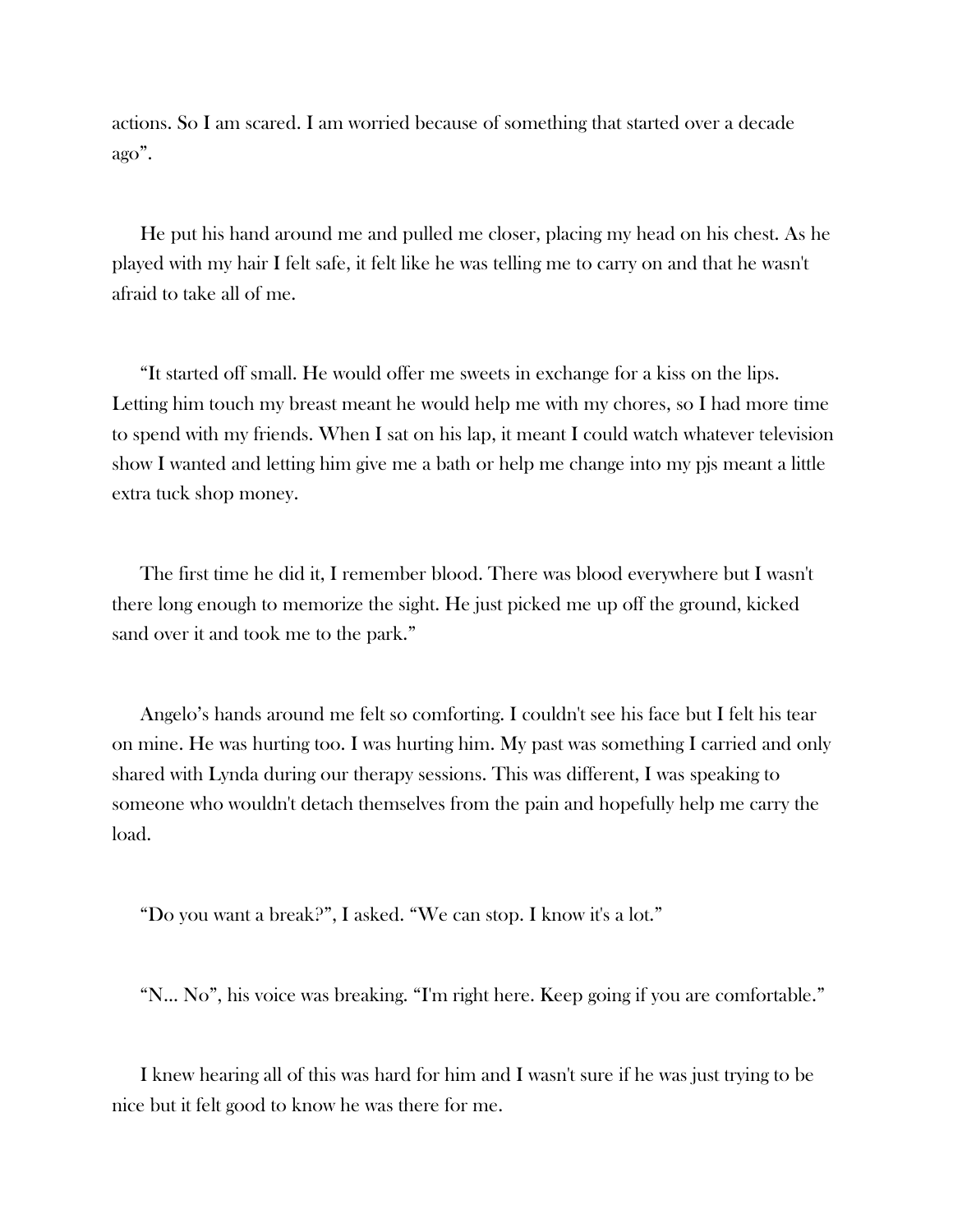actions. So I am scared. I am worried because of something that started over a decade ago".

He put his hand around me and pulled me closer, placing my head on his chest. As he played with my hair I felt safe, it felt like he was telling me to carry on and that he wasn't afraid to take all of me.

"It started off small. He would offer me sweets in exchange for a kiss on the lips. Letting him touch my breast meant he would help me with my chores, so I had more time to spend with my friends. When I sat on his lap, it meant I could watch whatever television show I wanted and letting him give me a bath or help me change into my pjs meant a little extra tuck shop money.

The first time he did it, I remember blood. There was blood everywhere but I wasn't there long enough to memorize the sight. He just picked me up off the ground, kicked sand over it and took me to the park."

Angelo's hands around me felt so comforting. I couldn't see his face but I felt his tear on mine. He was hurting too. I was hurting him. My past was something I carried and only shared with Lynda during our therapy sessions. This was different, I was speaking to someone who wouldn't detach themselves from the pain and hopefully help me carry the load.

"Do you want a break?", I asked. "We can stop. I know it's a lot."

"N... No", his voice was breaking. "I'm right here. Keep going if you are comfortable."

I knew hearing all of this was hard for him and I wasn't sure if he was just trying to be nice but it felt good to know he was there for me.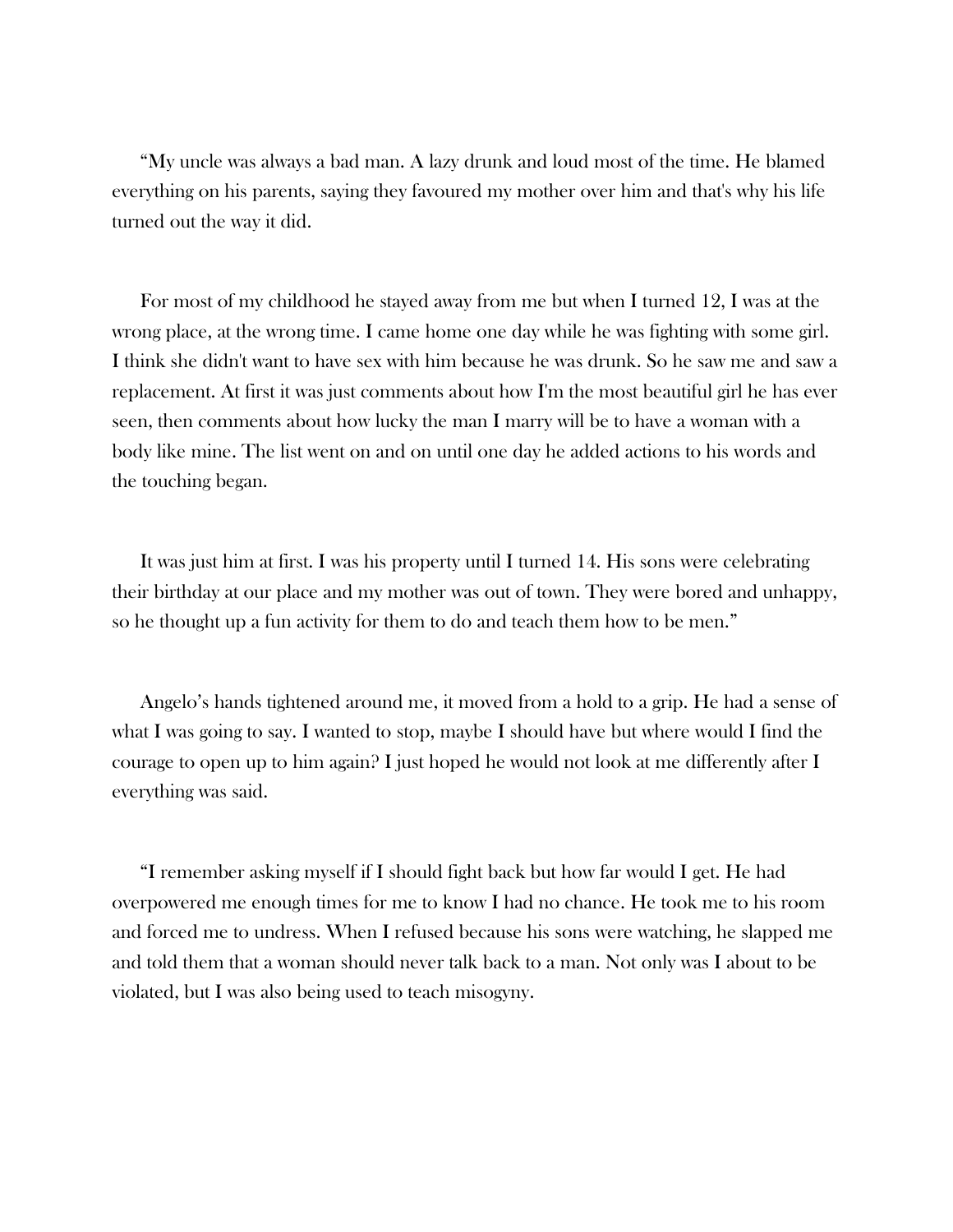“My uncle was always a bad man. A lazy drunk and loud most of the time. He blamed everything on his parents, saying they favoured my mother over him and that's why his life turned out the way it did.

For most of my childhood he stayed away from me but when I turned 12, I was at the wrong place, at the wrong time. I came home one day while he was fighting with some girl. I think she didn't want to have sex with him because he was drunk. So he saw me and saw a replacement. At first it was just comments about how I'm the most beautiful girl he has ever seen, then comments about how lucky the man I marry will be to have a woman with a body like mine. The list went on and on until one day he added actions to his words and the touching began.

It was just him at first. I was his property until I turned 14. His sons were celebrating their birthday at our place and my mother was out of town. They were bored and unhappy, so he thought up a fun activity for them to do and teach them how to be men.”

Angelo’s hands tightened around me, it moved from a hold to a grip. He had a sense of what I was going to say. I wanted to stop, maybe I should have but where would I find the courage to open up to him again? I just hoped he would not look at me differently after I everything was said.

“I remember asking myself if I should fight back but how far would I get. He had overpowered me enough times for me to know I had no chance. He took me to his room and forced me to undress. When I refused because his sons were watching, he slapped me and told them that a woman should never talk back to a man. Not only was I about to be violated, but I was also being used to teach misogyny.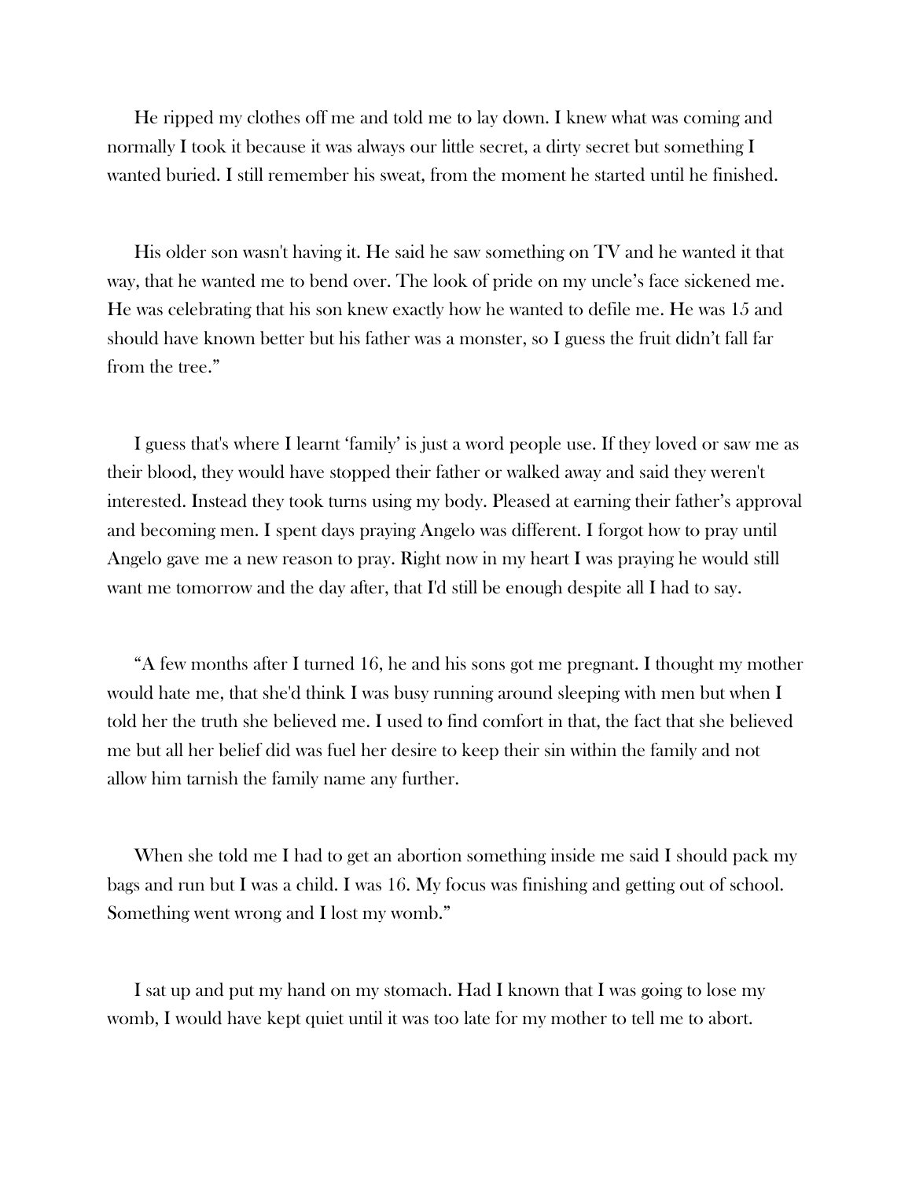He ripped my clothes off me and told me to lay down. I knew what was coming and normally I took it because it was always our little secret, a dirty secret but something I wanted buried. I still remember his sweat, from the moment he started until he finished.

His older son wasn't having it. He said he saw something on TV and he wanted it that way, that he wanted me to bend over. The look of pride on my uncle's face sickened me. He was celebrating that his son knew exactly how he wanted to defile me. He was 15 and should have known better but his father was a monster, so I guess the fruit didn't fall far from the tree."

I guess that's where I learnt 'family' is just a word people use. If they loved or saw me as their blood, they would have stopped their father or walked away and said they weren't interested. Instead they took turns using my body. Pleased at earning their father's approval and becoming men. I spent days praying Angelo was different. I forgot how to pray until Angelo gave me a new reason to pray. Right now in my heart I was praying he would still want me tomorrow and the day after, that I'd still be enough despite all I had to say.

"A few months after I turned 16, he and his sons got me pregnant. I thought my mother would hate me, that she'd think I was busy running around sleeping with men but when I told her the truth she believed me. I used to find comfort in that, the fact that she believed me but all her belief did was fuel her desire to keep their sin within the family and not allow him tarnish the family name any further.

When she told me I had to get an abortion something inside me said I should pack my bags and run but I was a child. I was 16. My focus was finishing and getting out of school. Something went wrong and I lost my womb."

I sat up and put my hand on my stomach. Had I known that I was going to lose my womb, I would have kept quiet until it was too late for my mother to tell me to abort.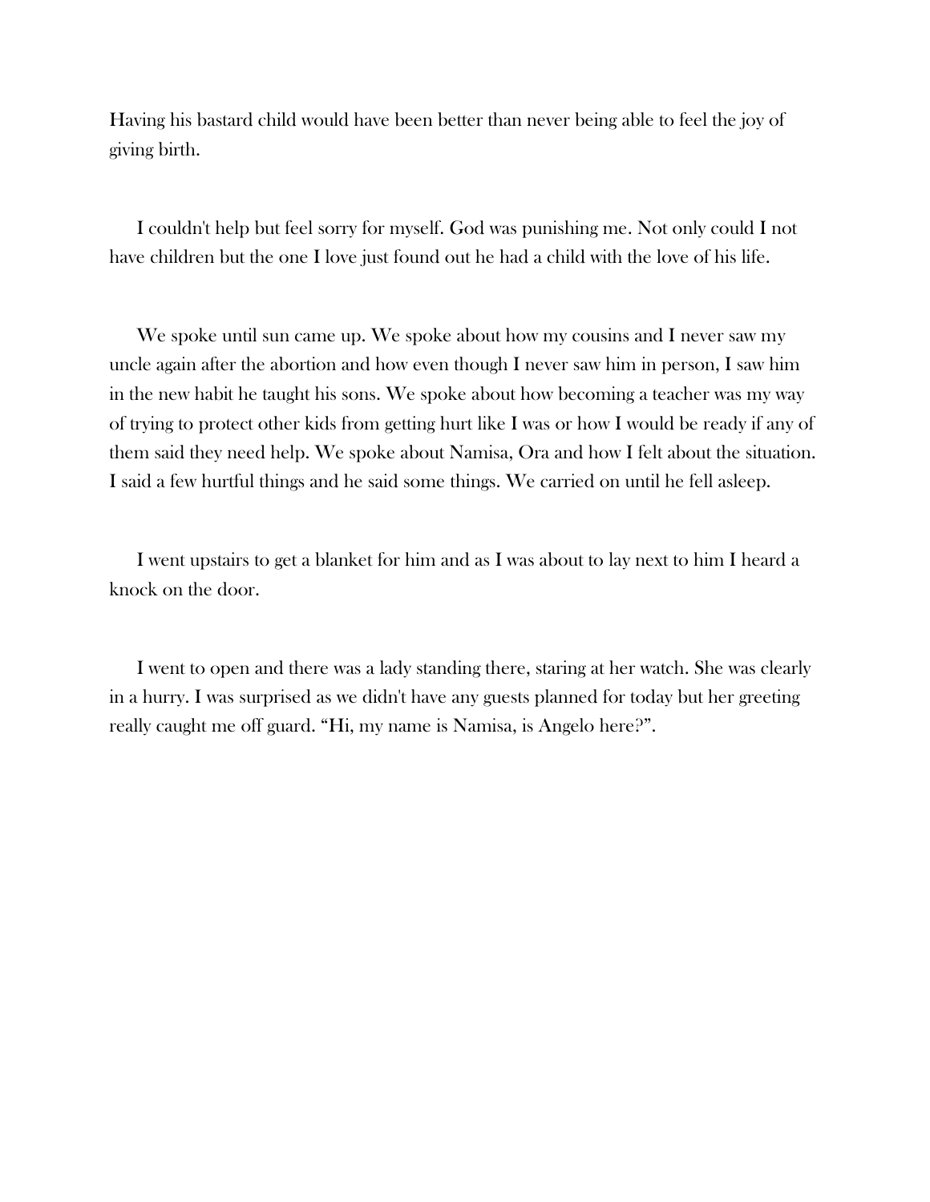Having his bastard child would have been better than never being able to feel the joy of giving birth.

I couldn't help but feel sorry for myself. God was punishing me. Not only could I not have children but the one I love just found out he had a child with the love of his life.

We spoke until sun came up. We spoke about how my cousins and I never saw my uncle again after the abortion and how even though I never saw him in person, I saw him in the new habit he taught his sons. We spoke about how becoming a teacher was my way of trying to protect other kids from getting hurt like I was or how I would be ready if any of them said they need help. We spoke about Namisa, Ora and how I felt about the situation. I said a few hurtful things and he said some things. We carried on until he fell asleep.

I went upstairs to get a blanket for him and as I was about to lay next to him I heard a knock on the door.

I went to open and there was a lady standing there, staring at her watch. She was clearly in a hurry. I was surprised as we didn't have any guests planned for today but her greeting really caught me off guard. "Hi, my name is Namisa, is Angelo here?".